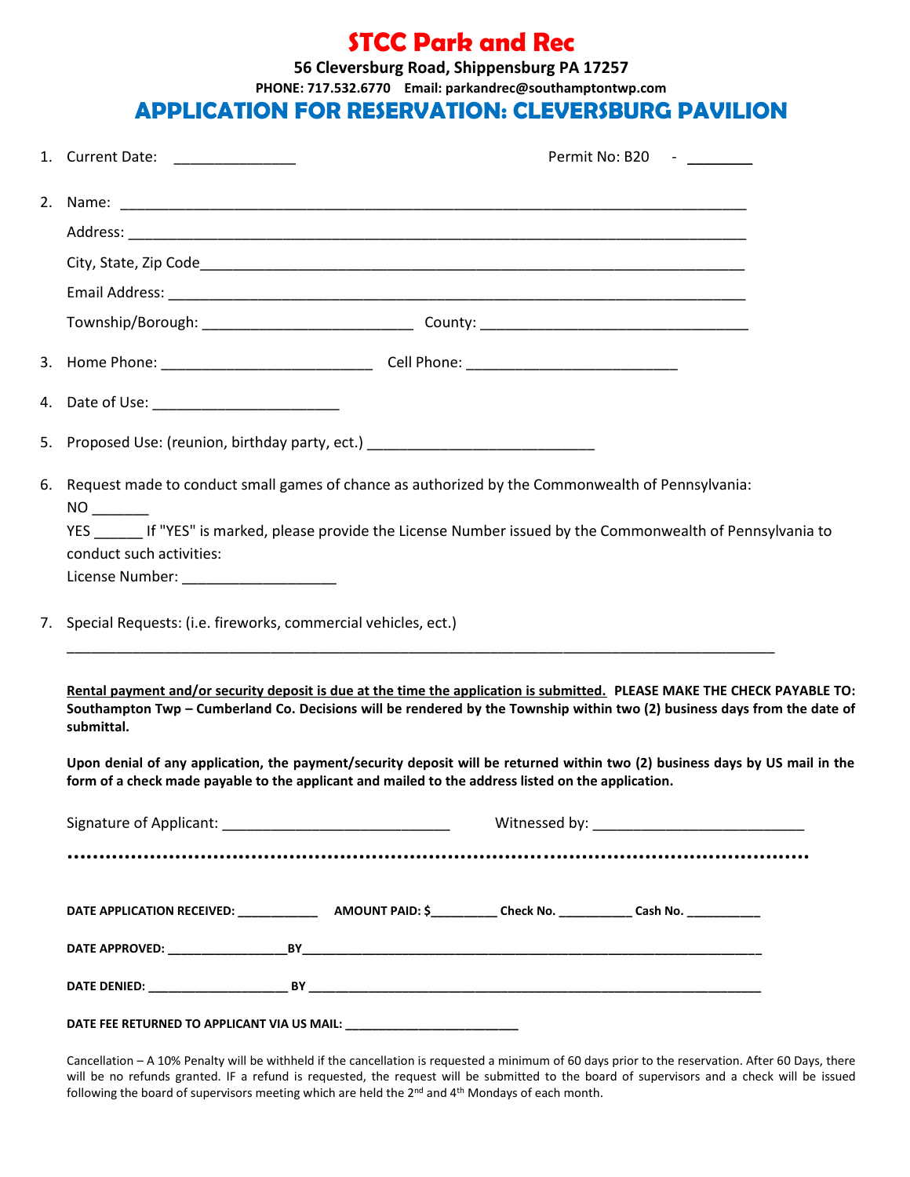# STCC Park and Rec

**56 Cleversburg Road, Shippensburg PA 17257**

**PHONE: 717.532.6770 Email: parkandrec@southamptontwp.com**

## APPLICATION FOR RESERVATION: CLEVERSBURG PAVILION

1. Current Date: _______________ Permit No: B20 - ________

2. Name: ____________________________________________________________________________

   Address: ___________________________________________________________________________

   City, State, Zip Code_______________________________________________________________

   Email Address: _____________________________________________________________________

   Township/Borough: __________________________ County: _________________________________

3. Home Phone: __________________________ Cell Phone: __________________________

4. Date of Use: _______________________

5. Proposed Use: (reunion, birthday party, ect.) ___________________________

6. Request made to conduct small games of chance as authorized by the Commonwealth of Pennsylvania:

   NO _______

   YES ______ If "YES" is marked, please provide the License Number issued by the Commonwealth of Pennsylvania to conduct such activities:

   License Number: __________________

7. Special Requests: (i.e. fireworks, commercial vehicles, ect.)

   ______________________________________________________________________________________

**<u>Rental payment and/or security deposit is due at the time the application is submitted.</u> PLEASE MAKE THE CHECK PAYABLE TO: Southampton Twp – Cumberland Co. Decisions will be rendered by the Township within two (2) business days from the date of submittal.**

**Upon denial of any application, the payment/security deposit will be returned within two (2) business days by US mail in the form of a check made payable to the applicant and mailed to the address listed on the application.**

Signature of Applicant: ____________________________ Witnessed by: __________________________

••••••••••••••••••••••••••••••••••••••••••••••••••••••••••••••••••••••••••••••••••••••••••••••••••

**DATE APPLICATION RECEIVED:** ___________ **AMOUNT PAID: $**_________ **Check No.** __________ **Cash No.** __________

**DATE APPROVED:** _________________**BY**_________________________________________________________________

**DATE DENIED:** ____________________ **BY** _______________________________________________________________

**DATE FEE RETURNED TO APPLICANT VIA US MAIL:** _________________________

Cancellation – A 10% Penalty will be withheld if the cancellation is requested a minimum of 60 days prior to the reservation. After 60 Days, there will be no refunds granted. IF a refund is requested, the request will be submitted to the board of supervisors and a check will be issued following the board of supervisors meeting which are held the 2nd and 4th Mondays of each month.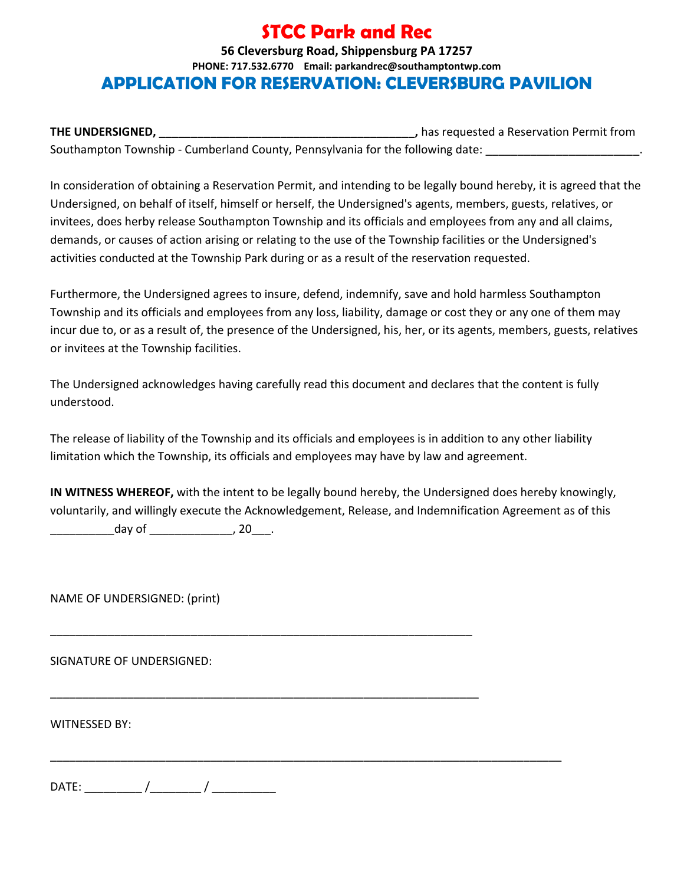# STCC Park and Rec

**56 Cleversburg Road, Shippensburg PA 17257**

**PHONE: 717.532.6770 Email: parkandrec@southamptontwp.com**

## APPLICATION FOR RESERVATION: CLEVERSBURG PAVILION

**THE UNDERSIGNED, \_\_\_\_\_\_\_\_\_\_\_\_\_\_\_\_\_\_\_\_\_\_\_\_\_\_\_\_\_\_\_\_\_\_\_\_\_\_\_\_,** has requested a Reservation Permit from Southampton Township - Cumberland County, Pennsylvania for the following date: \_\_\_\_\_\_\_\_\_\_\_\_\_\_\_\_\_\_\_\_\_\_\_\_.

In consideration of obtaining a Reservation Permit, and intending to be legally bound hereby, it is agreed that the Undersigned, on behalf of itself, himself or herself, the Undersigned's agents, members, guests, relatives, or invitees, does herby release Southampton Township and its officials and employees from any and all claims, demands, or causes of action arising or relating to the use of the Township facilities or the Undersigned's activities conducted at the Township Park during or as a result of the reservation requested.

Furthermore, the Undersigned agrees to insure, defend, indemnify, save and hold harmless Southampton Township and its officials and employees from any loss, liability, damage or cost they or any one of them may incur due to, or as a result of, the presence of the Undersigned, his, her, or its agents, members, guests, relatives or invitees at the Township facilities.

The Undersigned acknowledges having carefully read this document and declares that the content is fully understood.

The release of liability of the Township and its officials and employees is in addition to any other liability limitation which the Township, its officials and employees may have by law and agreement.

**IN WITNESS WHEREOF,** with the intent to be legally bound hereby, the Undersigned does hereby knowingly, voluntarily, and willingly execute the Acknowledgement, Release, and Indemnification Agreement as of this \_\_\_\_\_\_\_\_\_\_day of \_\_\_\_\_\_\_\_\_\_\_\_\_, 20\_\_\_.

NAME OF UNDERSIGNED: (print)

\_\_\_\_\_\_\_\_\_\_\_\_\_\_\_\_\_\_\_\_\_\_\_\_\_\_\_\_\_\_\_\_\_\_\_\_\_\_\_\_\_\_\_\_\_\_\_\_\_\_\_\_\_\_\_\_\_\_\_\_\_\_\_\_

SIGNATURE OF UNDERSIGNED:

\_\_\_\_\_\_\_\_\_\_\_\_\_\_\_\_\_\_\_\_\_\_\_\_\_\_\_\_\_\_\_\_\_\_\_\_\_\_\_\_\_\_\_\_\_\_\_\_\_\_\_\_\_\_\_\_\_\_\_\_\_\_\_\_

WITNESSED BY:

\_\_\_\_\_\_\_\_\_\_\_\_\_\_\_\_\_\_\_\_\_\_\_\_\_\_\_\_\_\_\_\_\_\_\_\_\_\_\_\_\_\_\_\_\_\_\_\_\_\_\_\_\_\_\_\_\_\_\_\_\_\_\_\_\_\_\_\_\_\_\_\_\_\_\_\_\_\_\_

DATE: \_\_\_\_\_\_\_\_\_ /\_\_\_\_\_\_\_\_ / \_\_\_\_\_\_\_\_\_\_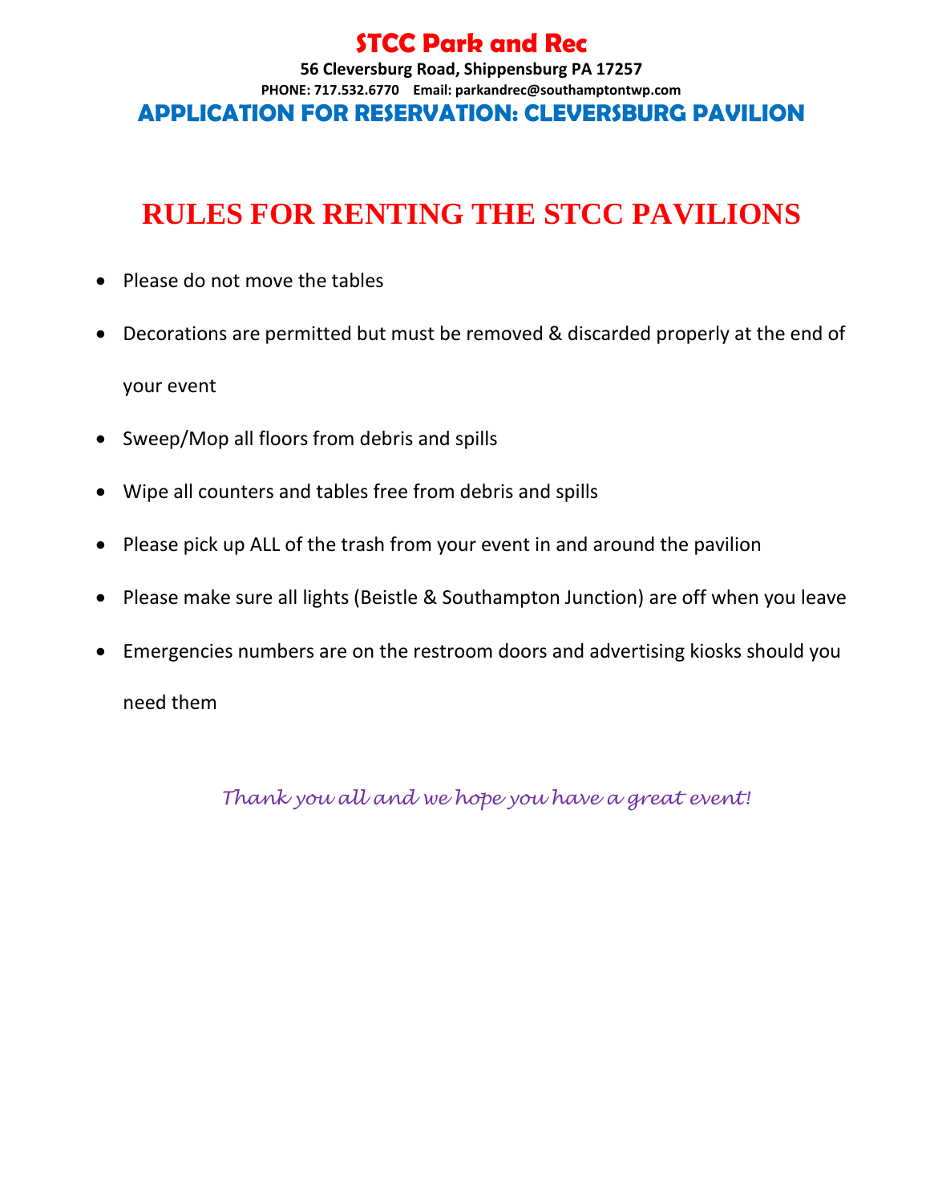# STCC Park and Rec

**56 Cleversburg Road, Shippensburg PA 17257**

**PHONE: 717.532.6770 Email: parkandrec@southamptontwp.com**

## APPLICATION FOR RESERVATION: CLEVERSBURG PAVILION

## RULES FOR RENTING THE STCC PAVILIONS

- Please do not move the tables
- Decorations are permitted but must be removed & discarded properly at the end of your event
- Sweep/Mop all floors from debris and spills
- Wipe all counters and tables free from debris and spills
- Please pick up ALL of the trash from your event in and around the pavilion
- Please make sure all lights (Beistle & Southampton Junction) are off when you leave
- Emergencies numbers are on the restroom doors and advertising kiosks should you need them

*Thank you all and we hope you have a great event!*